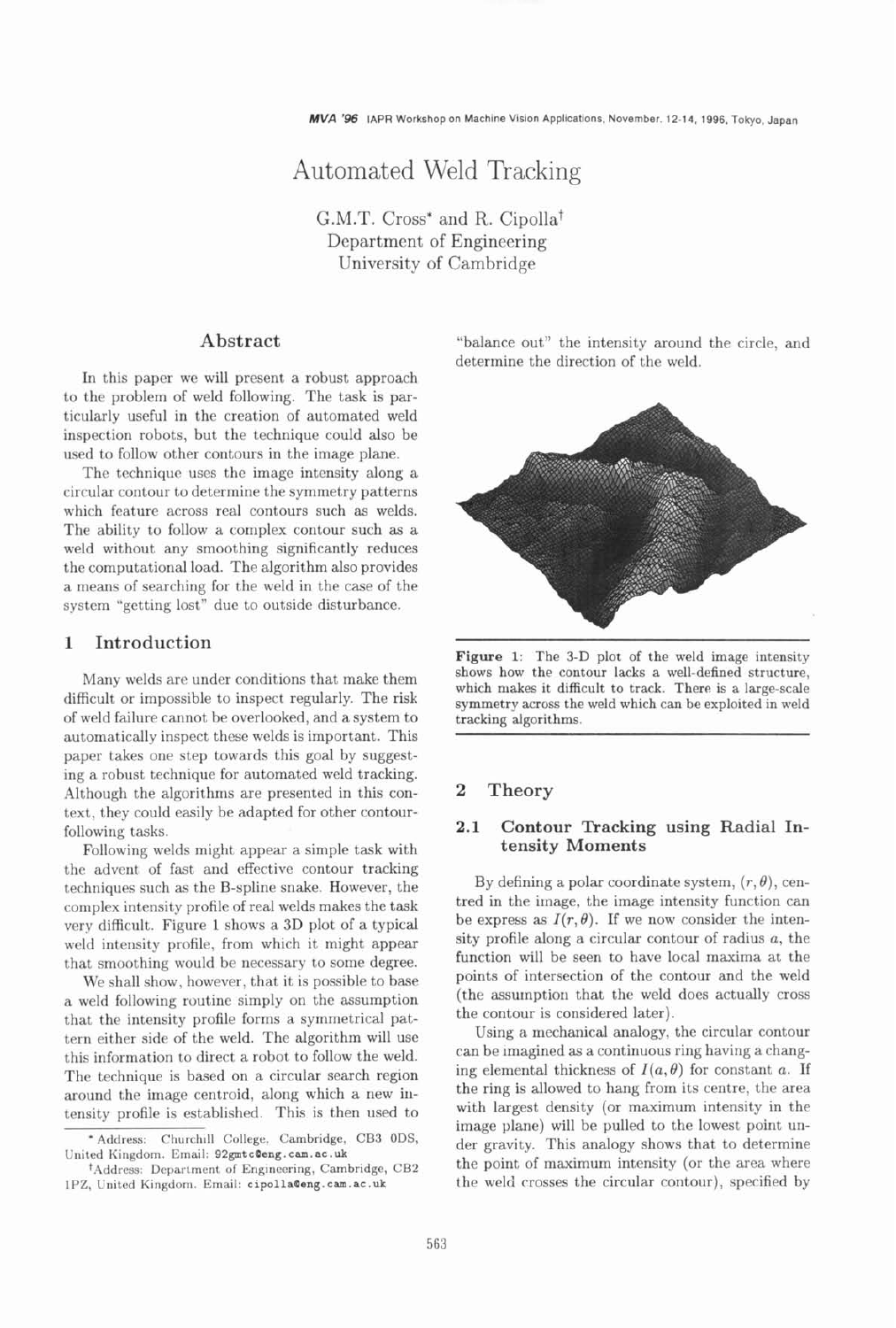# Automated Weld Tracking

G.M.T. Cross* and R. Cipolla†
Department of Engineering
University of Cambridge

## Abstract

In this paper we will present a robust approach to the problem of weld following. The task is particularly useful in the creation of automated weld inspection robots, but the technique could also be used to follow other contours in the image plane.

The technique uses the image intensity along a circular contour to determine the symmetry patterns which feature across real contours such as welds. The ability to follow a complex contour such as a weld without any smoothing significantly reduces the computational load. The algorithm also provides a means of searching for the weld in the case of the system "getting lost" due to outside disturbance.

## 1 Introduction

Many welds are under conditions that make them difficult or impossible to inspect regularly. The risk of weld failure cannot be overlooked, and a system to automatically inspect these welds is important. This paper takes one step towards this goal by suggesting a robust technique for automated weld tracking. Although the algorithms are presented in this context, they could easily be adapted for other contour-following tasks.

Following welds might appear a simple task with the advent of fast and effective contour tracking techniques such as the B-spline snake. However, the complex intensity profile of real welds makes the task very difficult. Figure 1 shows a 3D plot of a typical weld intensity profile, from which it might appear that smoothing would be necessary to some degree.

We shall show, however, that it is possible to base a weld following routine simply on the assumption that the intensity profile forms a symmetrical pattern either side of the weld. The algorithm will use this information to direct a robot to follow the weld. The technique is based on a circular search region around the image centroid, along which a new intensity profile is established. This is then used to "balance out" the intensity around the circle, and determine the direction of the weld.

**Figure 1**: The 3-D plot of the weld image intensity shows how the contour lacks a well-defined structure, which makes it difficult to track. There is a large-scale symmetry across the weld which can be exploited in weld tracking algorithms.

## 2 Theory

### 2.1 Contour Tracking using Radial Intensity Moments

By defining a polar coordinate system, $(r, \theta)$, centred in the image, the image intensity function can be express as $I(r, \theta)$. If we now consider the intensity profile along a circular contour of radius $a$, the function will be seen to have local maxima at the points of intersection of the contour and the weld (the assumption that the weld does actually cross the contour is considered later).

Using a mechanical analogy, the circular contour can be imagined as a continuous ring having a changing elemental thickness of $I(a, \theta)$ for constant $a$. If the ring is allowed to hang from its centre, the area with largest density (or maximum intensity in the image plane) will be pulled to the lowest point under gravity. This analogy shows that to determine the point of maximum intensity (or the area where the weld crosses the circular contour), specified by

* Address: Churchill College, Cambridge, CB3 0DS, United Kingdom. Email: 92gmtc@eng.cam.ac.uk

† Address: Department of Engineering, Cambridge, CB2 1PZ, United Kingdom. Email: cipolla@eng.cam.ac.uk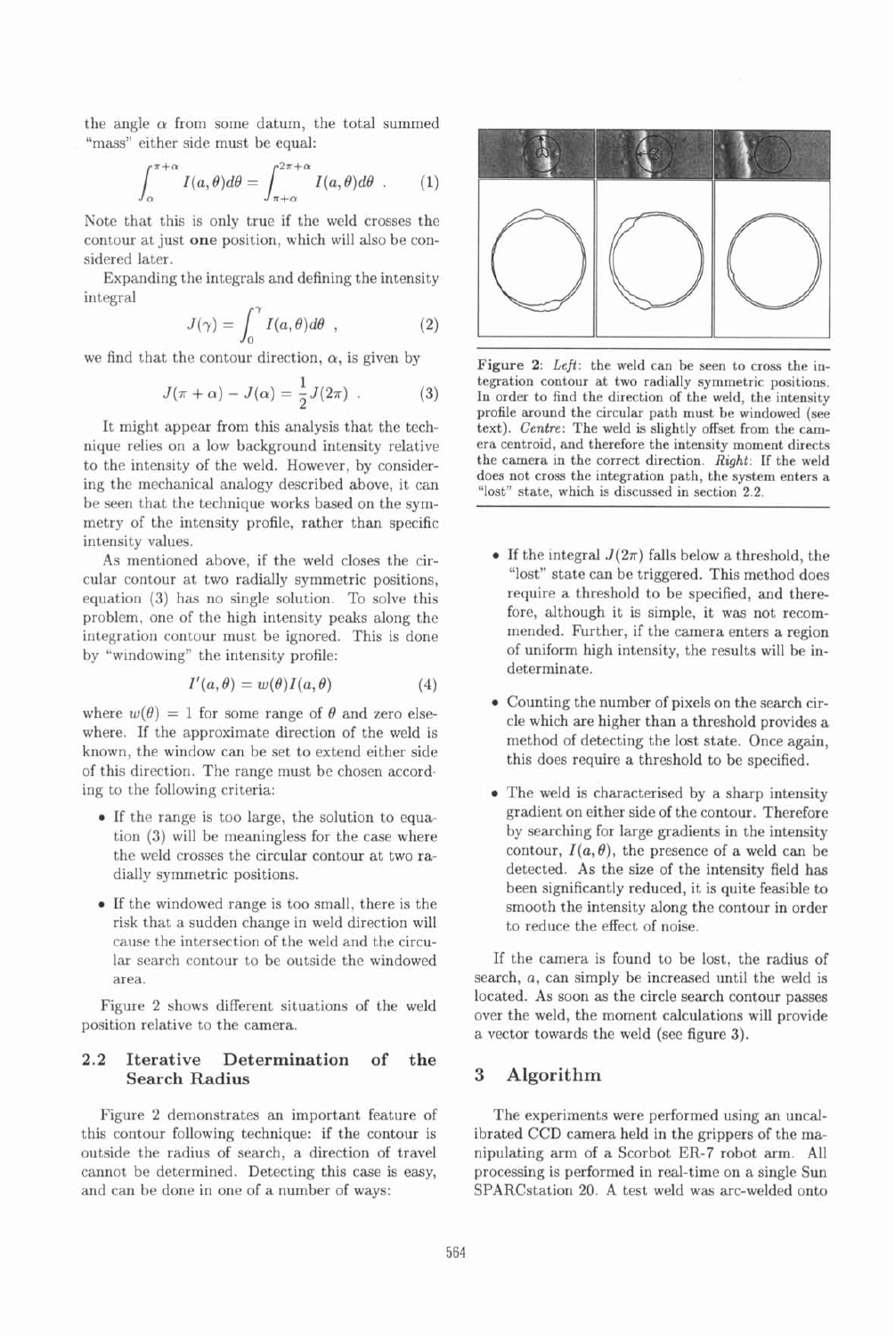the angle $\alpha$ from some datum, the total summed "mass" either side must be equal:

$$\int_{\alpha}^{\pi+\alpha} I(a,\theta)d\theta = \int_{\pi+\alpha}^{2\pi+\alpha} I(a,\theta)d\theta \ . \qquad (1)$$

Note that this is only true if the weld crosses the contour at just **one** position, which will also be considered later.

Expanding the integrals and defining the intensity integral

$$J(\gamma) = \int_{0}^{\gamma} I(a,\theta)d\theta \ , \qquad (2)$$

we find that the contour direction, $\alpha$, is given by

$$J(\pi+\alpha) - J(\alpha) = \frac{1}{2}J(2\pi) \ . \qquad (3)$$

It might appear from this analysis that the technique relies on a low background intensity relative to the intensity of the weld. However, by considering the mechanical analogy described above, it can be seen that the technique works based on the symmetry of the intensity profile, rather than specific intensity values.

As mentioned above, if the weld closes the circular contour at two radially symmetric positions, equation (3) has no single solution. To solve this problem, one of the high intensity peaks along the integration contour must be ignored. This is done by "windowing" the intensity profile:

$$I'(a,\theta) = w(\theta)I(a,\theta) \qquad (4)$$

where $w(\theta) = 1$ for some range of $\theta$ and zero elsewhere. If the approximate direction of the weld is known, the window can be set to extend either side of this direction. The range must be chosen according to the following criteria:

- If the range is too large, the solution to equation (3) will be meaningless for the case where the weld crosses the circular contour at two radially symmetric positions.
- If the windowed range is too small, there is the risk that a sudden change in weld direction will cause the intersection of the weld and the circular search contour to be outside the windowed area.

Figure 2 shows different situations of the weld position relative to the camera.

## 2.2 Iterative Determination of the Search Radius

Figure 2 demonstrates an important feature of this contour following technique: if the contour is outside the radius of search, a direction of travel cannot be determined. Detecting this case is easy, and can be done in one of a number of ways:

**Figure 2:** *Left*: the weld can be seen to cross the integration contour at two radially symmetric positions. In order to find the direction of the weld, the intensity profile around the circular path must be windowed (see text). *Centre*: The weld is slightly offset from the camera centroid, and therefore the intensity moment directs the camera in the correct direction. *Right*: If the weld does not cross the integration path, the system enters a "lost" state, which is discussed in section 2.2.

- If the integral $J(2\pi)$ falls below a threshold, the "lost" state can be triggered. This method does require a threshold to be specified, and therefore, although it is simple, it was not recommended. Further, if the camera enters a region of uniform high intensity, the results will be indeterminate.
- Counting the number of pixels on the search circle which are higher than a threshold provides a method of detecting the lost state. Once again, this does require a threshold to be specified.
- The weld is characterised by a sharp intensity gradient on either side of the contour. Therefore by searching for large gradients in the intensity contour, $I(a,\theta)$, the presence of a weld can be detected. As the size of the intensity field has been significantly reduced, it is quite feasible to smooth the intensity along the contour in order to reduce the effect of noise.

If the camera is found to be lost, the radius of search, $a$, can simply be increased until the weld is located. As soon as the circle search contour passes over the weld, the moment calculations will provide a vector towards the weld (see figure 3).

# 3 Algorithm

The experiments were performed using an uncalibrated CCD camera held in the grippers of the manipulating arm of a Scorbot ER-7 robot arm. All processing is performed in real-time on a single Sun SPARCstation 20. A test weld was arc-welded onto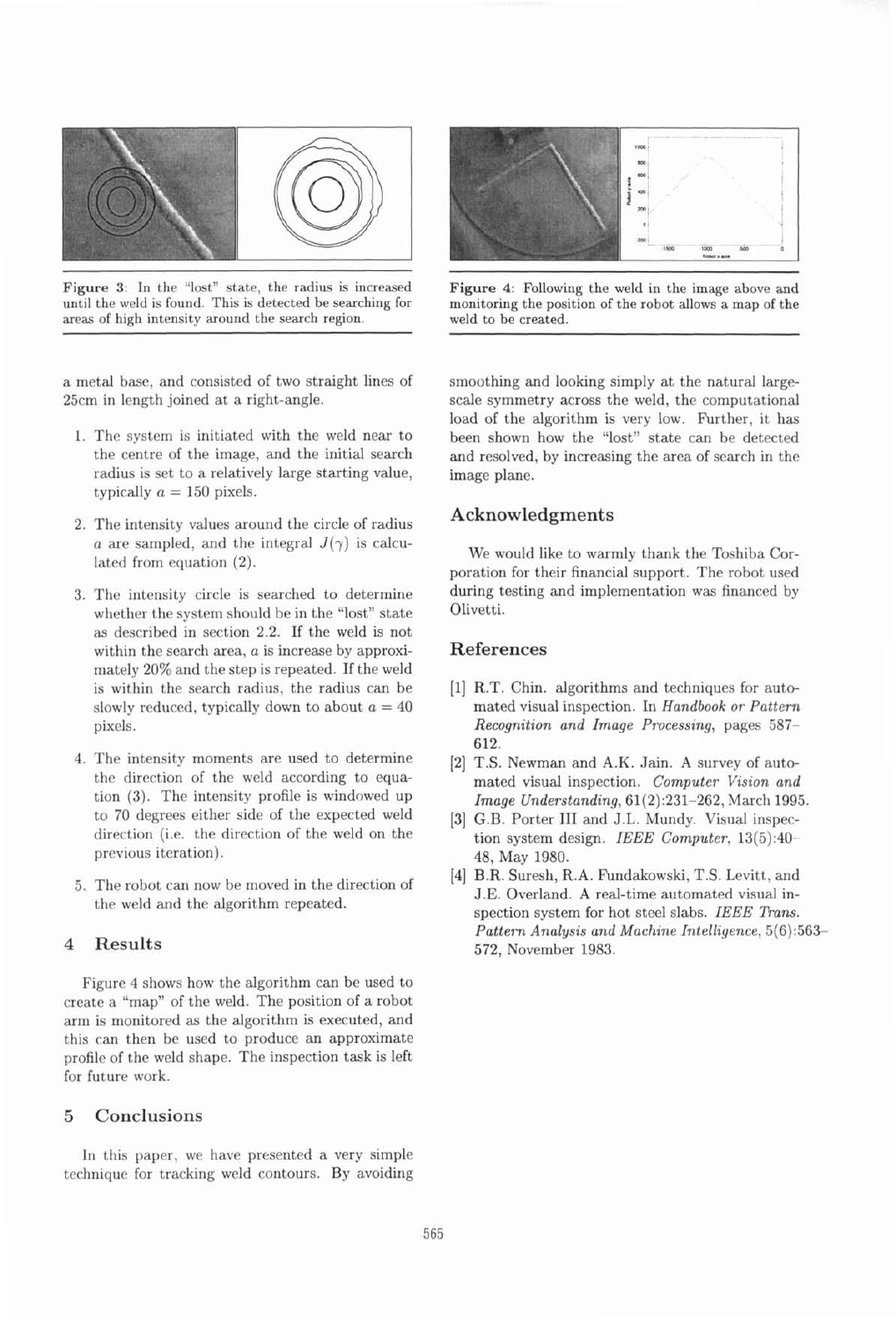Figure 3: In the "lost" state, the radius is increased until the weld is found. This is detected be searching for areas of high intensity around the search region.

Figure 4: Following the weld in the image above and monitoring the position of the robot allows a map of the weld to be created.

a metal base, and consisted of two straight lines of 25cm in length joined at a right-angle.

1. The system is initiated with the weld near to the centre of the image, and the initial search radius is set to a relatively large starting value, typically $a = 150$ pixels.

2. The intensity values around the circle of radius $a$ are sampled, and the integral $J(\gamma)$ is calculated from equation (2).

3. The intensity circle is searched to determine whether the system should be in the "lost" state as described in section 2.2. If the weld is not within the search area, $a$ is increase by approximately 20% and the step is repeated. If the weld is within the search radius, the radius can be slowly reduced, typically down to about $a = 40$ pixels.

4. The intensity moments are used to determine the direction of the weld according to equation (3). The intensity profile is windowed up to 70 degrees either side of the expected weld direction (i.e. the direction of the weld on the previous iteration).

5. The robot can now be moved in the direction of the weld and the algorithm repeated.

## 4 Results

Figure 4 shows how the algorithm can be used to create a "map" of the weld. The position of a robot arm is monitored as the algorithm is executed, and this can then be used to produce an approximate profile of the weld shape. The inspection task is left for future work.

## 5 Conclusions

In this paper, we have presented a very simple technique for tracking weld contours. By avoiding smoothing and looking simply at the natural large-scale symmetry across the weld, the computational load of the algorithm is very low. Further, it has been shown how the "lost" state can be detected and resolved, by increasing the area of search in the image plane.

## Acknowledgments

We would like to warmly thank the Toshiba Corporation for their financial support. The robot used during testing and implementation was financed by Olivetti.

## References

[1] R.T. Chin. algorithms and techniques for automated visual inspection. In *Handbook or Pattern Recognition and Image Processing*, pages 587–612.

[2] T.S. Newman and A.K. Jain. A survey of automated visual inspection. *Computer Vision and Image Understanding*, 61(2):231–262, March 1995.

[3] G.B. Porter III and J.L. Mundy. Visual inspection system design. *IEEE Computer*, 13(5):40–48, May 1980.

[4] B.R. Suresh, R.A. Fundakowski, T.S. Levitt, and J.E. Overland. A real-time automated visual inspection system for hot steel slabs. *IEEE Trans. Pattern Analysis and Machine Intelligence*, 5(6):563–572, November 1983.